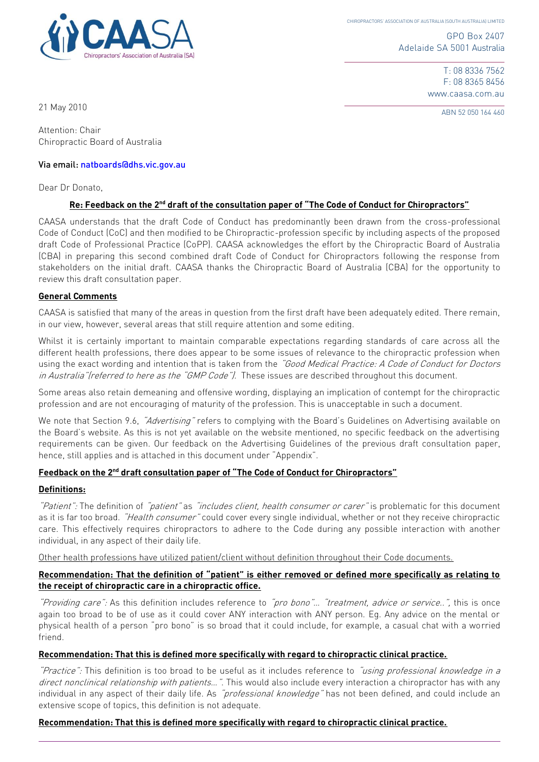CHIROPRACTORS' ASSOCIATION OF AUSTRALIA (SOUTH AUSTRALIA) LIMITED

GPO Box 2407
Adelaide SA 5001 Australia

T: 08 8336 7562
F: 08 8365 8456
www.caasa.com.au

ABN 52 050 164 460

21 May 2010

Attention: Chair
Chiropractic Board of Australia

Via email: natboards@dhs.vic.gov.au

Dear Dr Donato,

**Re: Feedback on the 2nd draft of the consultation paper of "The Code of Conduct for Chiropractors"**

CAASA understands that the draft Code of Conduct has predominantly been drawn from the cross-professional Code of Conduct (CoC) and then modified to be Chiropractic-profession specific by including aspects of the proposed draft Code of Professional Practice (CoPP). CAASA acknowledges the effort by the Chiropractic Board of Australia (CBA) in preparing this second combined draft Code of Conduct for Chiropractors following the response from stakeholders on the initial draft. CAASA thanks the Chiropractic Board of Australia (CBA) for the opportunity to review this draft consultation paper.

**General Comments**

CAASA is satisfied that many of the areas in question from the first draft have been adequately edited. There remain, in our view, however, several areas that still require attention and some editing.

Whilst it is certainly important to maintain comparable expectations regarding standards of care across all the different health professions, there does appear to be some issues of relevance to the chiropractic profession when using the exact wording and intention that is taken from the *"Good Medical Practice: A Code of Conduct for Doctors in Australia"(referred to here as the "GMP Code").* These issues are described throughout this document.

Some areas also retain demeaning and offensive wording, displaying an implication of contempt for the chiropractic profession and are not encouraging of maturity of the profession. This is unacceptable in such a document.

We note that Section 9.6, *"Advertising"* refers to complying with the Board's Guidelines on Advertising available on the Board's website. As this is not yet available on the website mentioned, no specific feedback on the advertising requirements can be given. Our feedback on the Advertising Guidelines of the previous draft consultation paper, hence, still applies and is attached in this document under "Appendix".

**Feedback on the 2nd draft consultation paper of "The Code of Conduct for Chiropractors"**

**Definitions:**

*"Patient":* The definition of *"patient"* as *"includes client, health consumer or carer"* is problematic for this document as it is far too broad. *"Health consumer"* could cover every single individual, whether or not they receive chiropractic care. This effectively requires chiropractors to adhere to the Code during any possible interaction with another individual, in any aspect of their daily life.

Other health professions have utilized patient/client without definition throughout their Code documents.

**Recommendation: That the definition of "patient" is either removed or defined more specifically as relating to the receipt of chiropractic care in a chiropractic office.**

*"Providing care":* As this definition includes reference to *"pro bono"… "treatment, advice or service..",* this is once again too broad to be of use as it could cover ANY interaction with ANY person. Eg. Any advice on the mental or physical health of a person "pro bono" is so broad that it could include, for example, a casual chat with a worried friend.

**Recommendation: That this is defined more specifically with regard to chiropractic clinical practice.**

*"Practice":* This definition is too broad to be useful as it includes reference to *"using professional knowledge in a direct nonclinical relationship with patients…".* This would also include every interaction a chiropractor has with any individual in any aspect of their daily life. As *"professional knowledge"* has not been defined, and could include an extensive scope of topics, this definition is not adequate.

**Recommendation: That this is defined more specifically with regard to chiropractic clinical practice.**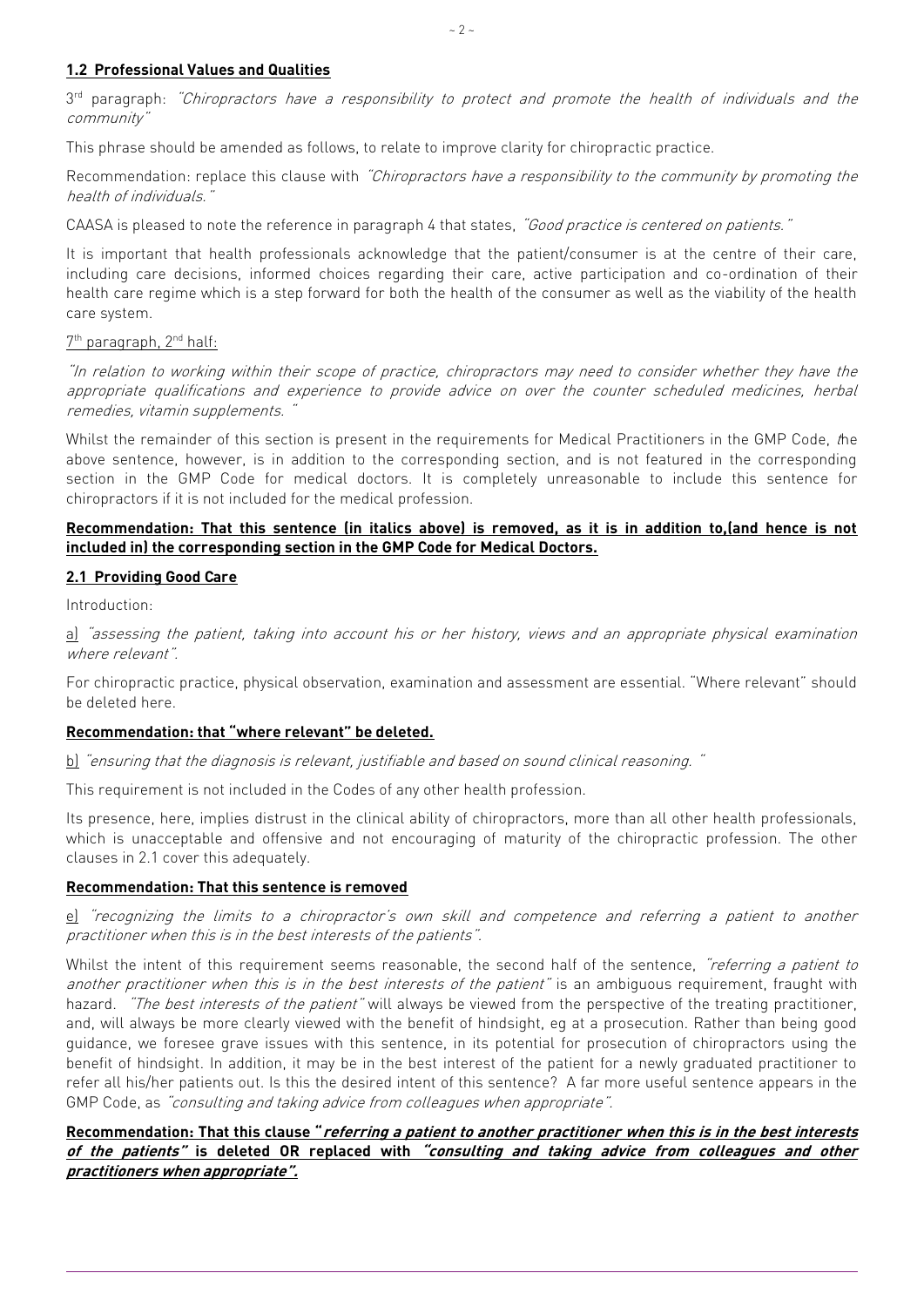## **1.2 Professional Values and Qualities**

3rd paragraph: *"Chiropractors have a responsibility to protect and promote the health of individuals and the community"*

This phrase should be amended as follows, to relate to improve clarity for chiropractic practice.

Recommendation: replace this clause with *"Chiropractors have a responsibility to the community by promoting the health of individuals."*

CAASA is pleased to note the reference in paragraph 4 that states, *"Good practice is centered on patients."*

It is important that health professionals acknowledge that the patient/consumer is at the centre of their care, including care decisions, informed choices regarding their care, active participation and co-ordination of their health care regime which is a step forward for both the health of the consumer as well as the viability of the health care system.

7th paragraph, 2nd half:

*"In relation to working within their scope of practice, chiropractors may need to consider whether they have the appropriate qualifications and experience to provide advice on over the counter scheduled medicines, herbal remedies, vitamin supplements. "*

Whilst the remainder of this section is present in the requirements for Medical Practitioners in the GMP Code, the above sentence, however, is in addition to the corresponding section, and is not featured in the corresponding section in the GMP Code for medical doctors. It is completely unreasonable to include this sentence for chiropractors if it is not included for the medical profession.

**Recommendation: That this sentence (in italics above) is removed, as it is in addition to,(and hence is not included in) the corresponding section in the GMP Code for Medical Doctors.**

## **2.1 Providing Good Care**

Introduction:

a) *"assessing the patient, taking into account his or her history, views and an appropriate physical examination where relevant".*

For chiropractic practice, physical observation, examination and assessment are essential. "Where relevant" should be deleted here.

**Recommendation: that "where relevant" be deleted.**

b) *"ensuring that the diagnosis is relevant, justifiable and based on sound clinical reasoning. "*

This requirement is not included in the Codes of any other health profession.

Its presence, here, implies distrust in the clinical ability of chiropractors, more than all other health professionals, which is unacceptable and offensive and not encouraging of maturity of the chiropractic profession. The other clauses in 2.1 cover this adequately.

**Recommendation: That this sentence is removed**

e) *"recognizing the limits to a chiropractor's own skill and competence and referring a patient to another practitioner when this is in the best interests of the patients".*

Whilst the intent of this requirement seems reasonable, the second half of the sentence, *"referring a patient to another practitioner when this is in the best interests of the patient"* is an ambiguous requirement, fraught with hazard. *"The best interests of the patient"* will always be viewed from the perspective of the treating practitioner, and, will always be more clearly viewed with the benefit of hindsight, eg at a prosecution. Rather than being good guidance, we foresee grave issues with this sentence, in its potential for prosecution of chiropractors using the benefit of hindsight. In addition, it may be in the best interest of the patient for a newly graduated practitioner to refer all his/her patients out. Is this the desired intent of this sentence? A far more useful sentence appears in the GMP Code, as *"consulting and taking advice from colleagues when appropriate".*

**Recommendation: That this clause "*referring a patient to another practitioner when this is in the best interests of the patients*" is deleted OR replaced with *"consulting and taking advice from colleagues and other practitioners when appropriate".***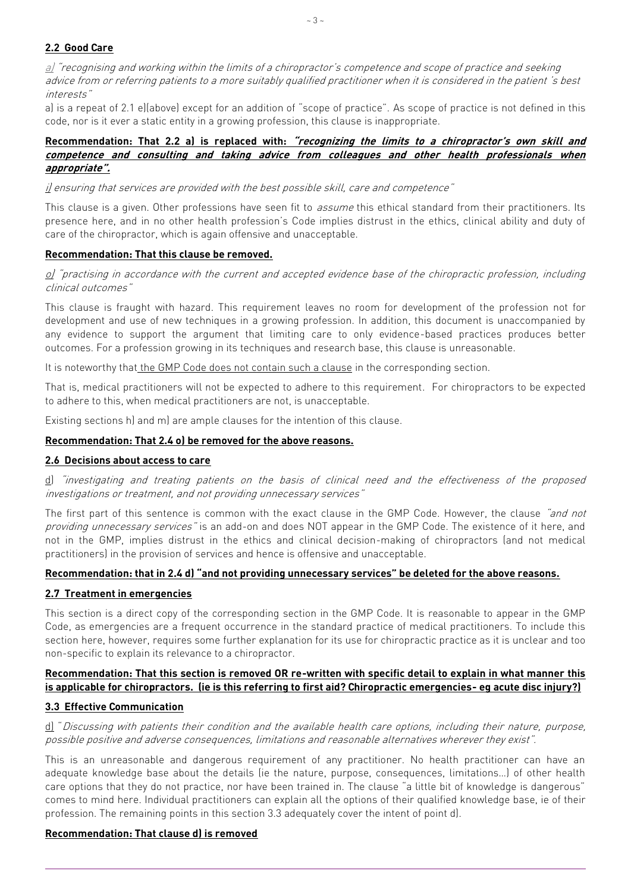## 2.2 Good Care

a) *"recognising and working within the limits of a chiropractor's competence and scope of practice and seeking advice from or referring patients to a more suitably qualified practitioner when it is considered in the patient 's best interests"*

a) is a repeat of 2.1 e)(above) except for an addition of "scope of practice". As scope of practice is not defined in this code, nor is it ever a static entity in a growing profession, this clause is inappropriate.

**Recommendation: That 2.2 a) is replaced with: *"recognizing the limits to a chiropractor's own skill and competence and consulting and taking advice from colleagues and other health professionals when appropriate".***

i) *ensuring that services are provided with the best possible skill, care and competence"*

This clause is a given. Other professions have seen fit to *assume* this ethical standard from their practitioners. Its presence here, and in no other health profession's Code implies distrust in the ethics, clinical ability and duty of care of the chiropractor, which is again offensive and unacceptable.

**Recommendation: That this clause be removed.**

o) *"practising in accordance with the current and accepted evidence base of the chiropractic profession, including clinical outcomes"*

This clause is fraught with hazard. This requirement leaves no room for development of the profession not for development and use of new techniques in a growing profession. In addition, this document is unaccompanied by any evidence to support the argument that limiting care to only evidence-based practices produces better outcomes. For a profession growing in its techniques and research base, this clause is unreasonable.

It is noteworthy that the GMP Code does not contain such a clause in the corresponding section.

That is, medical practitioners will not be expected to adhere to this requirement. For chiropractors to be expected to adhere to this, when medical practitioners are not, is unacceptable.

Existing sections h) and m) are ample clauses for the intention of this clause.

**Recommendation: That 2.4 o) be removed for the above reasons.**

## 2.6 Decisions about access to care

d) *"investigating and treating patients on the basis of clinical need and the effectiveness of the proposed investigations or treatment, and not providing unnecessary services"*

The first part of this sentence is common with the exact clause in the GMP Code. However, the clause *"and not providing unnecessary services"* is an add-on and does NOT appear in the GMP Code. The existence of it here, and not in the GMP, implies distrust in the ethics and clinical decision-making of chiropractors (and not medical practitioners) in the provision of services and hence is offensive and unacceptable.

**Recommendation: that in 2.4 d) "and not providing unnecessary services" be deleted for the above reasons.**

## 2.7 Treatment in emergencies

This section is a direct copy of the corresponding section in the GMP Code. It is reasonable to appear in the GMP Code, as emergencies are a frequent occurrence in the standard practice of medical practitioners. To include this section here, however, requires some further explanation for its use for chiropractic practice as it is unclear and too non-specific to explain its relevance to a chiropractor.

**Recommendation: That this section is removed OR re-written with specific detail to explain in what manner this is applicable for chiropractors. (ie is this referring to first aid? Chiropractic emergencies- eg acute disc injury?)**

## 3.3 Effective Communication

d) "*Discussing with patients their condition and the available health care options, including their nature, purpose, possible positive and adverse consequences, limitations and reasonable alternatives wherever they exist"*.

This is an unreasonable and dangerous requirement of any practitioner. No health practitioner can have an adequate knowledge base about the details (ie the nature, purpose, consequences, limitations…) of other health care options that they do not practice, nor have been trained in. The clause "a little bit of knowledge is dangerous" comes to mind here. Individual practitioners can explain all the options of their qualified knowledge base, ie of their profession. The remaining points in this section 3.3 adequately cover the intent of point d).

**Recommendation: That clause d) is removed**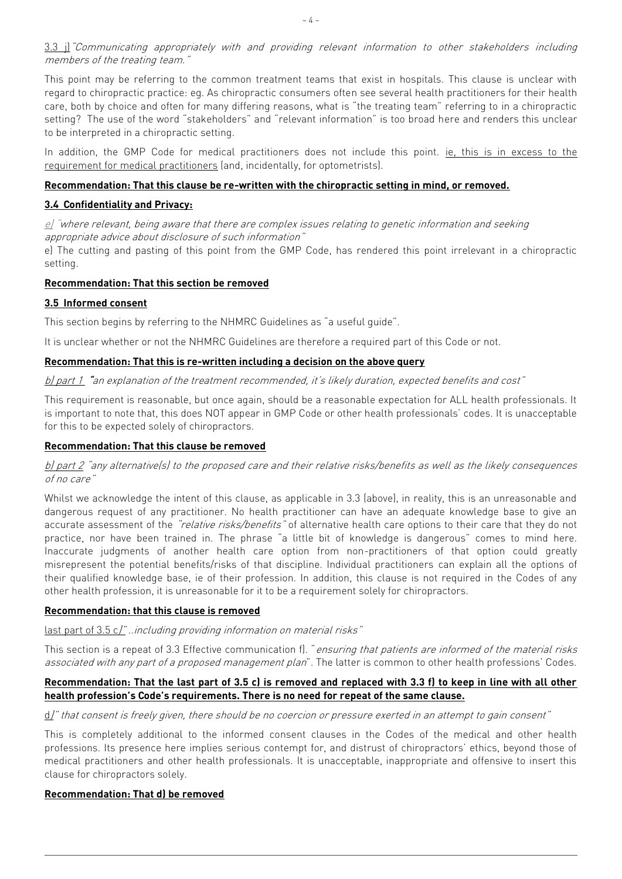3.3 j) *"Communicating appropriately with and providing relevant information to other stakeholders including members of the treating team."*

This point may be referring to the common treatment teams that exist in hospitals. This clause is unclear with regard to chiropractic practice: eg. As chiropractic consumers often see several health practitioners for their health care, both by choice and often for many differing reasons, what is "the treating team" referring to in a chiropractic setting? The use of the word "stakeholders" and "relevant information" is too broad here and renders this unclear to be interpreted in a chiropractic setting.

In addition, the GMP Code for medical practitioners does not include this point. ie, this is in excess to the requirement for medical practitioners (and, incidentally, for optometrists).

**Recommendation: That this clause be re-written with the chiropractic setting in mind, or removed.**

**3.4 Confidentiality and Privacy:**

e) *"where relevant, being aware that there are complex issues relating to genetic information and seeking appropriate advice about disclosure of such information"*

e) The cutting and pasting of this point from the GMP Code, has rendered this point irrelevant in a chiropractic setting.

**Recommendation: That this section be removed**

**3.5 Informed consent**

This section begins by referring to the NHMRC Guidelines as "a useful guide".

It is unclear whether or not the NHMRC Guidelines are therefore a required part of this Code or not.

**Recommendation: That this is re-written including a decision on the above query**

b) part 1 *"an explanation of the treatment recommended, it's likely duration, expected benefits and cost"*

This requirement is reasonable, but once again, should be a reasonable expectation for ALL health professionals. It is important to note that, this does NOT appear in GMP Code or other health professionals' codes. It is unacceptable for this to be expected solely of chiropractors.

**Recommendation: That this clause be removed**

b) part 2 *"any alternative(s) to the proposed care and their relative risks/benefits as well as the likely consequences of no care"*

Whilst we acknowledge the intent of this clause, as applicable in 3.3 (above), in reality, this is an unreasonable and dangerous request of any practitioner. No health practitioner can have an adequate knowledge base to give an accurate assessment of the *"relative risks/benefits"* of alternative health care options to their care that they do not practice, nor have been trained in. The phrase "a little bit of knowledge is dangerous" comes to mind here. Inaccurate judgments of another health care option from non-practitioners of that option could greatly misrepresent the potential benefits/risks of that discipline. Individual practitioners can explain all the options of their qualified knowledge base, ie of their profession. In addition, this clause is not required in the Codes of any other health profession, it is unreasonable for it to be a requirement solely for chiropractors.

**Recommendation: that this clause is removed**

last part of 3.5 c)" *..including providing information on material risks"*

This section is a repeat of 3.3 Effective communication f). "*ensuring that patients are informed of the material risks associated with any part of a proposed management plan*". The latter is common to other health professions' Codes.

**Recommendation: That the last part of 3.5 c) is removed and replaced with 3.3 f) to keep in line with all other health profession's Code's requirements. There is no need for repeat of the same clause.**

d)" *that consent is freely given, there should be no coercion or pressure exerted in an attempt to gain consent"*

This is completely additional to the informed consent clauses in the Codes of the medical and other health professions. Its presence here implies serious contempt for, and distrust of chiropractors' ethics, beyond those of medical practitioners and other health professionals. It is unacceptable, inappropriate and offensive to insert this clause for chiropractors solely.

**Recommendation: That d) be removed**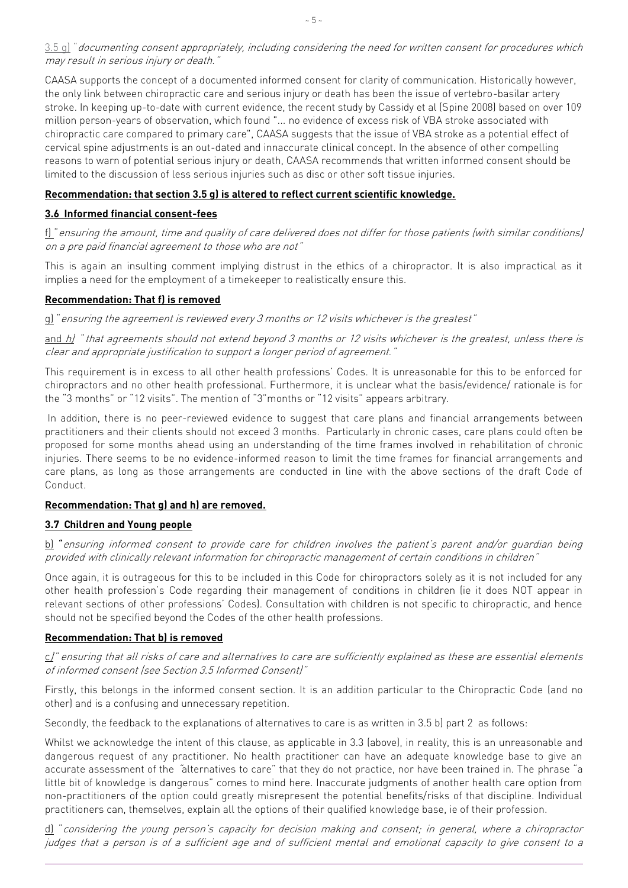<u>3.5 g)</u> "*documenting consent appropriately, including considering the need for written consent for procedures which may result in serious injury or death.*"

CAASA supports the concept of a documented informed consent for clarity of communication. Historically however, the only link between chiropractic care and serious injury or death has been the issue of vertebro-basilar artery stroke. In keeping up-to-date with current evidence, the recent study by Cassidy et al (Spine 2008) based on over 109 million person-years of observation, which found "… no evidence of excess risk of VBA stroke associated with chiropractic care compared to primary care", CAASA suggests that the issue of VBA stroke as a potential effect of cervical spine adjustments is an out-dated and innaccurate clinical concept. In the absence of other compelling reasons to warn of potential serious injury or death, CAASA recommends that written informed consent should be limited to the discussion of less serious injuries such as disc or other soft tissue injuries.

**<u>Recommendation: that section 3.5 g) is altered to reflect current scientific knowledge.</u>**

**<u>3.6 Informed financial consent-fees</u>**

<u>f)</u> "*ensuring the amount, time and quality of care delivered does not differ for those patients (with similar conditions) on a pre paid financial agreement to those who are not*"

This is again an insulting comment implying distrust in the ethics of a chiropractor. It is also impractical as it implies a need for the employment of a timekeeper to realistically ensure this.

**<u>Recommendation: That f) is removed</u>**

<u>g)</u> "*ensuring the agreement is reviewed every 3 months or 12 visits whichever is the greatest*"

<u>and *h)*</u> "*that agreements should not extend beyond 3 months or 12 visits whichever is the greatest, unless there is clear and appropriate justification to support a longer period of agreement.*"

This requirement is in excess to all other health professions' Codes. It is unreasonable for this to be enforced for chiropractors and no other health professional. Furthermore, it is unclear what the basis/evidence/ rationale is for the "3 months" or "12 visits". The mention of "3"months or "12 visits" appears arbitrary.

In addition, there is no peer-reviewed evidence to suggest that care plans and financial arrangements between practitioners and their clients should not exceed 3 months. Particularly in chronic cases, care plans could often be proposed for some months ahead using an understanding of the time frames involved in rehabilitation of chronic injuries. There seems to be no evidence-informed reason to limit the time frames for financial arrangements and care plans, as long as those arrangements are conducted in line with the above sections of the draft Code of Conduct.

**<u>Recommendation: That g) and h) are removed.</u>**

**<u>3.7 Children and Young people</u>**

<u>b)</u> "*ensuring informed consent to provide care for children involves the patient's parent and/or guardian being provided with clinically relevant information for chiropractic management of certain conditions in children*"

Once again, it is outrageous for this to be included in this Code for chiropractors solely as it is not included for any other health profession's Code regarding their management of conditions in children (ie it does NOT appear in relevant sections of other professions' Codes). Consultation with children is not specific to chiropractic, and hence should not be specified beyond the Codes of the other health professions.

**<u>Recommendation: That b) is removed</u>**

<u>c)</u>"*ensuring that all risks of care and alternatives to care are sufficiently explained as these are essential elements of informed consent (see Section 3.5 Informed Consent)*"

Firstly, this belongs in the informed consent section. It is an addition particular to the Chiropractic Code (and no other) and is a confusing and unnecessary repetition.

Secondly, the feedback to the explanations of alternatives to care is as written in 3.5 b) part 2 as follows:

Whilst we acknowledge the intent of this clause, as applicable in 3.3 (above), in reality, this is an unreasonable and dangerous request of any practitioner. No health practitioner can have an adequate knowledge base to give an accurate assessment of the "alternatives to care" that they do not practice, nor have been trained in. The phrase "a little bit of knowledge is dangerous" comes to mind here. Inaccurate judgments of another health care option from non-practitioners of the option could greatly misrepresent the potential benefits/risks of that discipline. Individual practitioners can, themselves, explain all the options of their qualified knowledge base, ie of their profession.

<u>d)</u> "*considering the young person's capacity for decision making and consent; in general, where a chiropractor judges that a person is of a sufficient age and of sufficient mental and emotional capacity to give consent to a*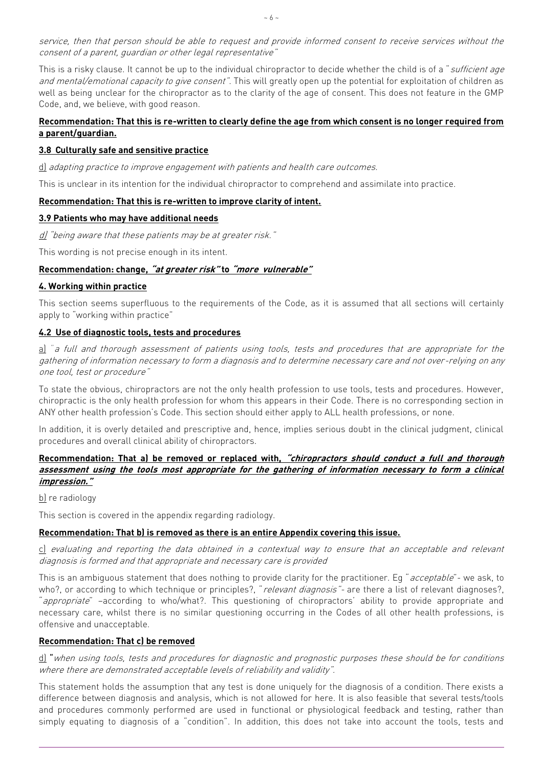*service, then that person should be able to request and provide informed consent to receive services without the consent of a parent, guardian or other legal representative"*

This is a risky clause. It cannot be up to the individual chiropractor to decide whether the child is of a "*sufficient age and mental/emotional capacity to give consent"*. This will greatly open up the potential for exploitation of children as well as being unclear for the chiropractor as to the clarity of the age of consent. This does not feature in the GMP Code, and, we believe, with good reason.

**Recommendation: That this is re-written to clearly define the age from which consent is no longer required from a parent/guardian.**

**3.8 Culturally safe and sensitive practice**

d) *adapting practice to improve engagement with patients and health care outcomes.*

This is unclear in its intention for the individual chiropractor to comprehend and assimilate into practice.

**Recommendation: That this is re-written to improve clarity of intent.**

**3.9 Patients who may have additional needs**

*d) "being aware that these patients may be at greater risk."*

This wording is not precise enough in its intent.

**Recommendation: change, *"at greater risk"* to *"more vulnerable"***

**4. Working within practice**

This section seems superfluous to the requirements of the Code, as it is assumed that all sections will certainly apply to "working within practice"

**4.2 Use of diagnostic tools, tests and procedures**

a) *"a full and thorough assessment of patients using tools, tests and procedures that are appropriate for the gathering of information necessary to form a diagnosis and to determine necessary care and not over-relying on any one tool, test or procedure"*

To state the obvious, chiropractors are not the only health profession to use tools, tests and procedures. However, chiropractic is the only health profession for whom this appears in their Code. There is no corresponding section in ANY other health profession's Code. This section should either apply to ALL health professions, or none.

In addition, it is overly detailed and prescriptive and, hence, implies serious doubt in the clinical judgment, clinical procedures and overall clinical ability of chiropractors.

**Recommendation: That a) be removed or replaced with, *"chiropractors should conduct a full and thorough assessment using the tools most appropriate for the gathering of information necessary to form a clinical impression."***

b) re radiology

This section is covered in the appendix regarding radiology.

**Recommendation: That b) is removed as there is an entire Appendix covering this issue.**

c) *evaluating and reporting the data obtained in a contextual way to ensure that an acceptable and relevant diagnosis is formed and that appropriate and necessary care is provided*

This is an ambiguous statement that does nothing to provide clarity for the practitioner. Eg "*acceptable*"- we ask, to who?, or according to which technique or principles?, "*relevant diagnosis"*- are there a list of relevant diagnoses?, "*appropriate*" –according to who/what?. This questioning of chiropractors' ability to provide appropriate and necessary care, whilst there is no similar questioning occurring in the Codes of all other health professions, is offensive and unacceptable.

**Recommendation: That c) be removed**

d) "*when using tools, tests and procedures for diagnostic and prognostic purposes these should be for conditions where there are demonstrated acceptable levels of reliability and validity"*.

This statement holds the assumption that any test is done uniquely for the diagnosis of a condition. There exists a difference between diagnosis and analysis, which is not allowed for here. It is also feasible that several tests/tools and procedures commonly performed are used in functional or physiological feedback and testing, rather than simply equating to diagnosis of a "condition". In addition, this does not take into account the tools, tests and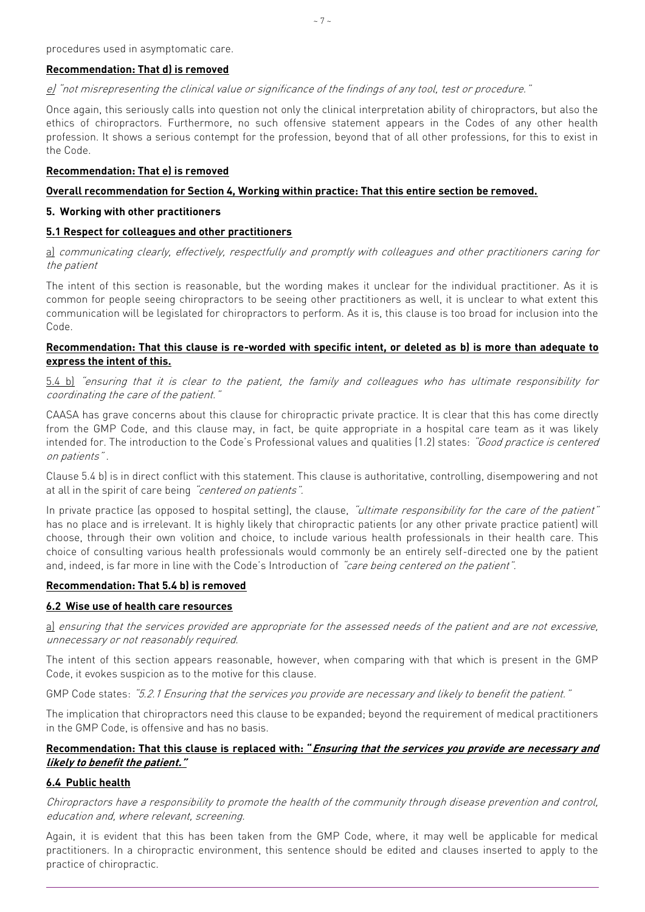procedures used in asymptomatic care.

**Recommendation: That d) is removed**

*e) "not misrepresenting the clinical value or significance of the findings of any tool, test or procedure."*

Once again, this seriously calls into question not only the clinical interpretation ability of chiropractors, but also the ethics of chiropractors. Furthermore, no such offensive statement appears in the Codes of any other health profession. It shows a serious contempt for the profession, beyond that of all other professions, for this to exist in the Code.

**Recommendation: That e) is removed**

**Overall recommendation for Section 4, Working within practice: That this entire section be removed.**

**5. Working with other practitioners**

**5.1 Respect for colleagues and other practitioners**

*a) communicating clearly, effectively, respectfully and promptly with colleagues and other practitioners caring for the patient*

The intent of this section is reasonable, but the wording makes it unclear for the individual practitioner. As it is common for people seeing chiropractors to be seeing other practitioners as well, it is unclear to what extent this communication will be legislated for chiropractors to perform. As it is, this clause is too broad for inclusion into the Code.

**Recommendation: That this clause is re-worded with specific intent, or deleted as b) is more than adequate to express the intent of this.**

5.4 b) *"ensuring that it is clear to the patient, the family and colleagues who has ultimate responsibility for coordinating the care of the patient."*

CAASA has grave concerns about this clause for chiropractic private practice. It is clear that this has come directly from the GMP Code, and this clause may, in fact, be quite appropriate in a hospital care team as it was likely intended for. The introduction to the Code's Professional values and qualities (1.2) states: *"Good practice is centered on patients"* .

Clause 5.4 b) is in direct conflict with this statement. This clause is authoritative, controlling, disempowering and not at all in the spirit of care being *"centered on patients"*.

In private practice (as opposed to hospital setting), the clause, *"ultimate responsibility for the care of the patient"* has no place and is irrelevant. It is highly likely that chiropractic patients (or any other private practice patient) will choose, through their own volition and choice, to include various health professionals in their health care. This choice of consulting various health professionals would commonly be an entirely self-directed one by the patient and, indeed, is far more in line with the Code's Introduction of *"care being centered on the patient"*.

**Recommendation: That 5.4 b) is removed**

**6.2 Wise use of health care resources**

*a) ensuring that the services provided are appropriate for the assessed needs of the patient and are not excessive, unnecessary or not reasonably required.*

The intent of this section appears reasonable, however, when comparing with that which is present in the GMP Code, it evokes suspicion as to the motive for this clause.

GMP Code states: *"5.2.1 Ensuring that the services you provide are necessary and likely to benefit the patient."*

The implication that chiropractors need this clause to be expanded; beyond the requirement of medical practitioners in the GMP Code, is offensive and has no basis.

**Recommendation: That this clause is replaced with: "*Ensuring that the services you provide are necessary and likely to benefit the patient.*"**

**6.4 Public health**

*Chiropractors have a responsibility to promote the health of the community through disease prevention and control, education and, where relevant, screening.*

Again, it is evident that this has been taken from the GMP Code, where, it may well be applicable for medical practitioners. In a chiropractic environment, this sentence should be edited and clauses inserted to apply to the practice of chiropractic.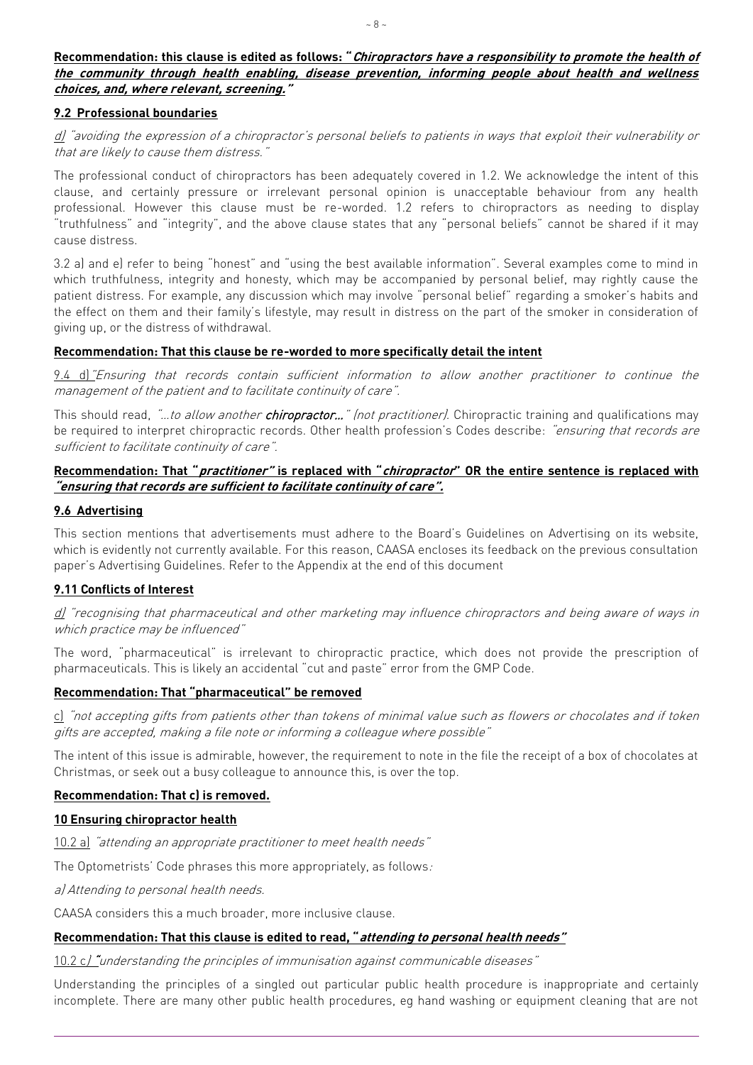**Recommendation: this clause is edited as follows: "*Chiropractors have a responsibility to promote the health of the community through health enabling, disease prevention, informing people about health and wellness choices, and, where relevant, screening.*"**

**9.2 Professional boundaries**

*d) "avoiding the expression of a chiropractor's personal beliefs to patients in ways that exploit their vulnerability or that are likely to cause them distress."*

The professional conduct of chiropractors has been adequately covered in 1.2. We acknowledge the intent of this clause, and certainly pressure or irrelevant personal opinion is unacceptable behaviour from any health professional. However this clause must be re-worded. 1.2 refers to chiropractors as needing to display "truthfulness" and "integrity", and the above clause states that any "personal beliefs" cannot be shared if it may cause distress.

3.2 a) and e) refer to being "honest" and "using the best available information". Several examples come to mind in which truthfulness, integrity and honesty, which may be accompanied by personal belief, may rightly cause the patient distress. For example, any discussion which may involve "personal belief" regarding a smoker's habits and the effect on them and their family's lifestyle, may result in distress on the part of the smoker in consideration of giving up, or the distress of withdrawal.

**Recommendation: That this clause be re-worded to more specifically detail the intent**

*9.4 d) "Ensuring that records contain sufficient information to allow another practitioner to continue the management of the patient and to facilitate continuity of care".*

This should read, *"...to allow another **chiropractor...**"* (not practitioner). Chiropractic training and qualifications may be required to interpret chiropractic records. Other health profession's Codes describe: *"ensuring that records are sufficient to facilitate continuity of care"*.

**Recommendation: That "*practitioner*" is replaced with "*chiropractor*" OR the entire sentence is replaced with "*ensuring that records are sufficient to facilitate continuity of care*".**

**9.6 Advertising**

This section mentions that advertisements must adhere to the Board's Guidelines on Advertising on its website, which is evidently not currently available. For this reason, CAASA encloses its feedback on the previous consultation paper's Advertising Guidelines. Refer to the Appendix at the end of this document

**9.11 Conflicts of Interest**

*d) "recognising that pharmaceutical and other marketing may influence chiropractors and being aware of ways in which practice may be influenced"*

The word, "pharmaceutical" is irrelevant to chiropractic practice, which does not provide the prescription of pharmaceuticals. This is likely an accidental "cut and paste" error from the GMP Code.

**Recommendation: That "pharmaceutical" be removed**

*c) "not accepting gifts from patients other than tokens of minimal value such as flowers or chocolates and if token gifts are accepted, making a file note or informing a colleague where possible"*

The intent of this issue is admirable, however, the requirement to note in the file the receipt of a box of chocolates at Christmas, or seek out a busy colleague to announce this, is over the top.

**Recommendation: That c) is removed.**

**10 Ensuring chiropractor health**

*10.2 a) "attending an appropriate practitioner to meet health needs"*

The Optometrists' Code phrases this more appropriately, as follows:

*a) Attending to personal health needs.*

CAASA considers this a much broader, more inclusive clause.

**Recommendation: That this clause is edited to read, "*attending to personal health needs*"**

*10.2 c) "understanding the principles of immunisation against communicable diseases"*

Understanding the principles of a singled out particular public health procedure is inappropriate and certainly incomplete. There are many other public health procedures, eg hand washing or equipment cleaning that are not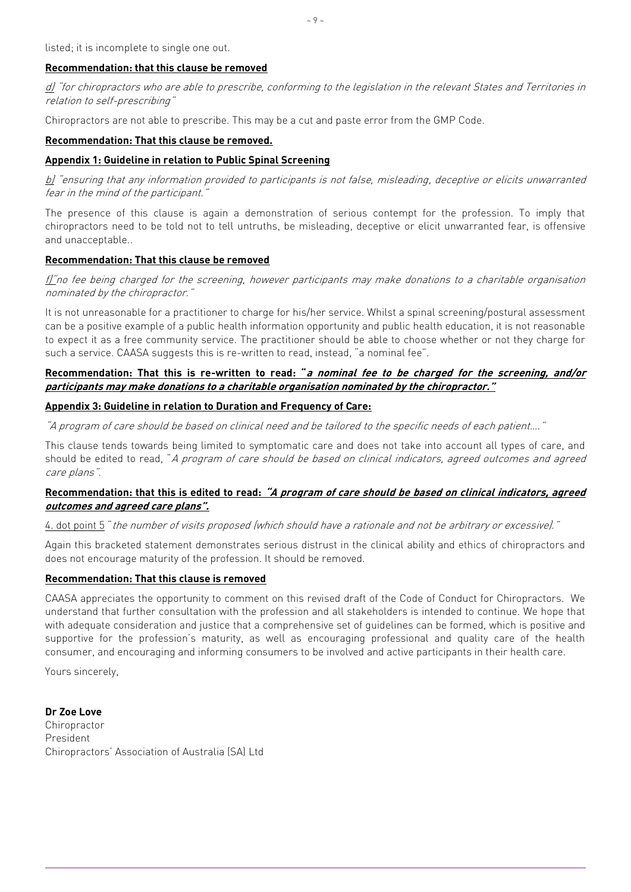listed; it is incomplete to single one out.

**Recommendation: that this clause be removed**

d) *"for chiropractors who are able to prescribe, conforming to the legislation in the relevant States and Territories in relation to self-prescribing"*

Chiropractors are not able to prescribe. This may be a cut and paste error from the GMP Code.

**Recommendation: That this clause be removed.**

**Appendix 1: Guideline in relation to Public Spinal Screening**

b) *"ensuring that any information provided to participants is not false, misleading, deceptive or elicits unwarranted fear in the mind of the participant."*

The presence of this clause is again a demonstration of serious contempt for the profession. To imply that chiropractors need to be told not to tell untruths, be misleading, deceptive or elicit unwarranted fear, is offensive and unacceptable..

**Recommendation: That this clause be removed**

f) *"no fee being charged for the screening, however participants may make donations to a charitable organisation nominated by the chiropractor."*

It is not unreasonable for a practitioner to charge for his/her service. Whilst a spinal screening/postural assessment can be a positive example of a public health information opportunity and public health education, it is not reasonable to expect it as a free community service. The practitioner should be able to choose whether or not they charge for such a service. CAASA suggests this is re-written to read, instead, "a nominal fee".

**Recommendation: That this is re-written to read: "*a nominal fee to be charged for the screening, and/or participants may make donations to a charitable organisation nominated by the chiropractor.*"**

**Appendix 3: Guideline in relation to Duration and Frequency of Care:**

*"A program of care should be based on clinical need and be tailored to the specific needs of each patient…."*

This clause tends towards being limited to symptomatic care and does not take into account all types of care, and should be edited to read, "*A program of care should be based on clinical indicators, agreed outcomes and agreed care plans*".

**Recommendation: that this is edited to read: *"A program of care should be based on clinical indicators, agreed outcomes and agreed care plans".***

4. dot point 5 "*the number of visits proposed (which should have a rationale and not be arbitrary or excessive).*"

Again this bracketed statement demonstrates serious distrust in the clinical ability and ethics of chiropractors and does not encourage maturity of the profession. It should be removed.

**Recommendation: That this clause is removed**

CAASA appreciates the opportunity to comment on this revised draft of the Code of Conduct for Chiropractors. We understand that further consultation with the profession and all stakeholders is intended to continue. We hope that with adequate consideration and justice that a comprehensive set of guidelines can be formed, which is positive and supportive for the profession's maturity, as well as encouraging professional and quality care of the health consumer, and encouraging and informing consumers to be involved and active participants in their health care.

Yours sincerely,

**Dr Zoe Love**
Chiropractor
President
Chiropractors' Association of Australia (SA) Ltd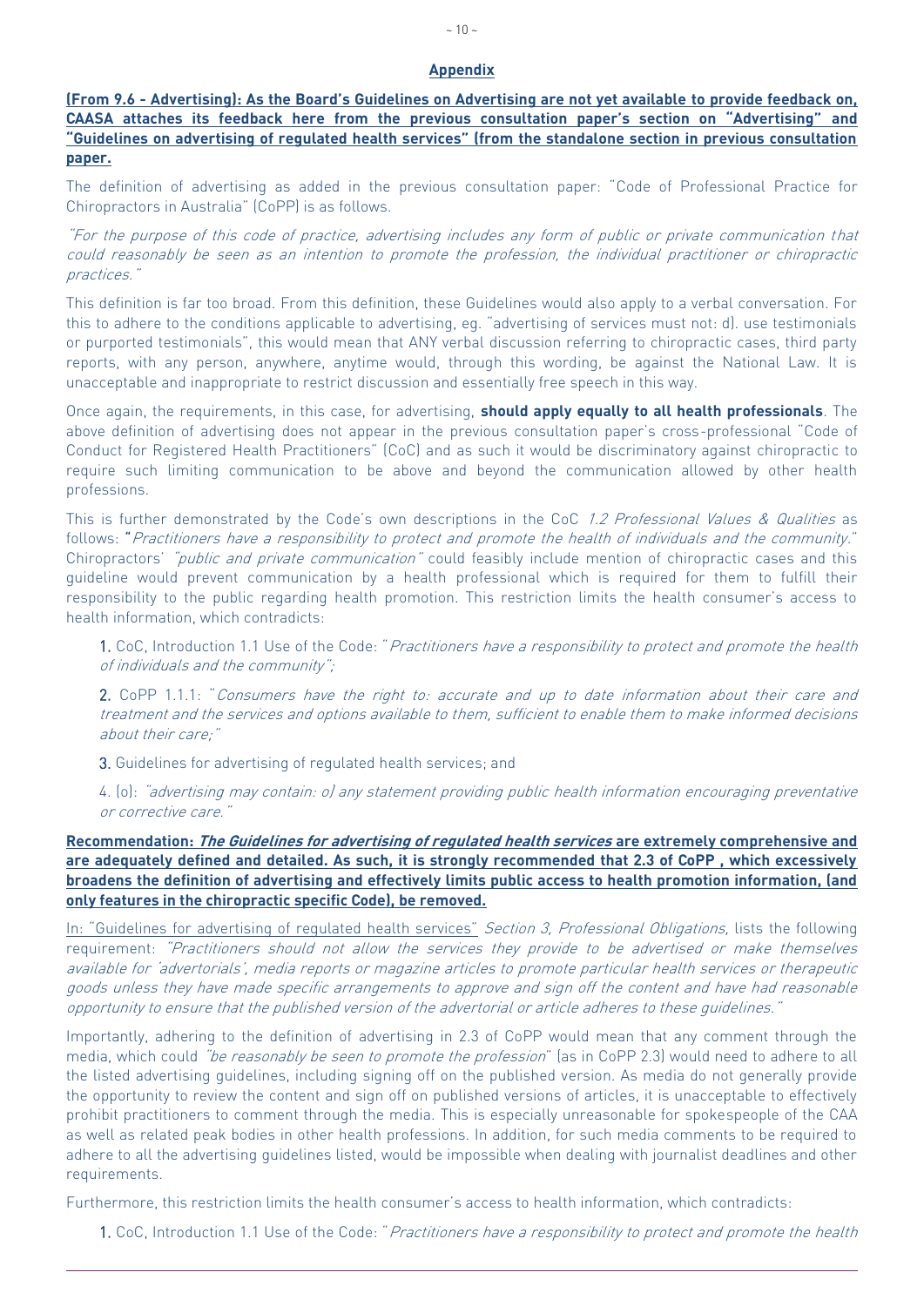## Appendix

**(From 9.6 - Advertising): As the Board's Guidelines on Advertising are not yet available to provide feedback on, CAASA attaches its feedback here from the previous consultation paper's section on "Advertising" and "Guidelines on advertising of regulated health services" (from the standalone section in previous consultation paper.**

The definition of advertising as added in the previous consultation paper: "Code of Professional Practice for Chiropractors in Australia" (CoPP) is as follows.

*"For the purpose of this code of practice, advertising includes any form of public or private communication that could reasonably be seen as an intention to promote the profession, the individual practitioner or chiropractic practices."*

This definition is far too broad. From this definition, these Guidelines would also apply to a verbal conversation. For this to adhere to the conditions applicable to advertising, eg. "advertising of services must not: d). use testimonials or purported testimonials", this would mean that ANY verbal discussion referring to chiropractic cases, third party reports, with any person, anywhere, anytime would, through this wording, be against the National Law. It is unacceptable and inappropriate to restrict discussion and essentially free speech in this way.

Once again, the requirements, in this case, for advertising, **should apply equally to all health professionals**. The above definition of advertising does not appear in the previous consultation paper's cross-professional "Code of Conduct for Registered Health Practitioners" (CoC) and as such it would be discriminatory against chiropractic to require such limiting communication to be above and beyond the communication allowed by other health professions.

This is further demonstrated by the Code's own descriptions in the CoC *1.2 Professional Values & Qualities* as follows: "*Practitioners have a responsibility to protect and promote the health of individuals and the community.*" Chiropractors' *"public and private communication"* could feasibly include mention of chiropractic cases and this guideline would prevent communication by a health professional which is required for them to fulfill their responsibility to the public regarding health promotion. This restriction limits the health consumer's access to health information, which contradicts:

1. CoC, Introduction 1.1 Use of the Code: "*Practitioners have a responsibility to protect and promote the health of individuals and the community";*
2. CoPP 1.1.1: "*Consumers have the right to: accurate and up to date information about their care and treatment and the services and options available to them, sufficient to enable them to make informed decisions about their care;"*
3. Guidelines for advertising of regulated health services; and
4. (o): *"advertising may contain: o) any statement providing public health information encouraging preventative or corrective care."*

**Recommendation: *The Guidelines for advertising of regulated health services* are extremely comprehensive and are adequately defined and detailed. As such, it is strongly recommended that 2.3 of CoPP , which excessively broadens the definition of advertising and effectively limits public access to health promotion information, (and only features in the chiropractic specific Code), be removed.**

In: "Guidelines for advertising of regulated health services" *Section 3, Professional Obligations,* lists the following requirement: *"Practitioners should not allow the services they provide to be advertised or make themselves available for 'advertorials', media reports or magazine articles to promote particular health services or therapeutic goods unless they have made specific arrangements to approve and sign off the content and have had reasonable opportunity to ensure that the published version of the advertorial or article adheres to these guidelines."*

Importantly, adhering to the definition of advertising in 2.3 of CoPP would mean that any comment through the media, which could *"be reasonably be seen to promote the profession"* (as in CoPP 2.3) would need to adhere to all the listed advertising guidelines, including signing off on the published version. As media do not generally provide the opportunity to review the content and sign off on published versions of articles, it is unacceptable to effectively prohibit practitioners to comment through the media. This is especially unreasonable for spokespeople of the CAA as well as related peak bodies in other health professions. In addition, for such media comments to be required to adhere to all the advertising guidelines listed, would be impossible when dealing with journalist deadlines and other requirements.

Furthermore, this restriction limits the health consumer's access to health information, which contradicts:

1. CoC, Introduction 1.1 Use of the Code: "*Practitioners have a responsibility to protect and promote the health*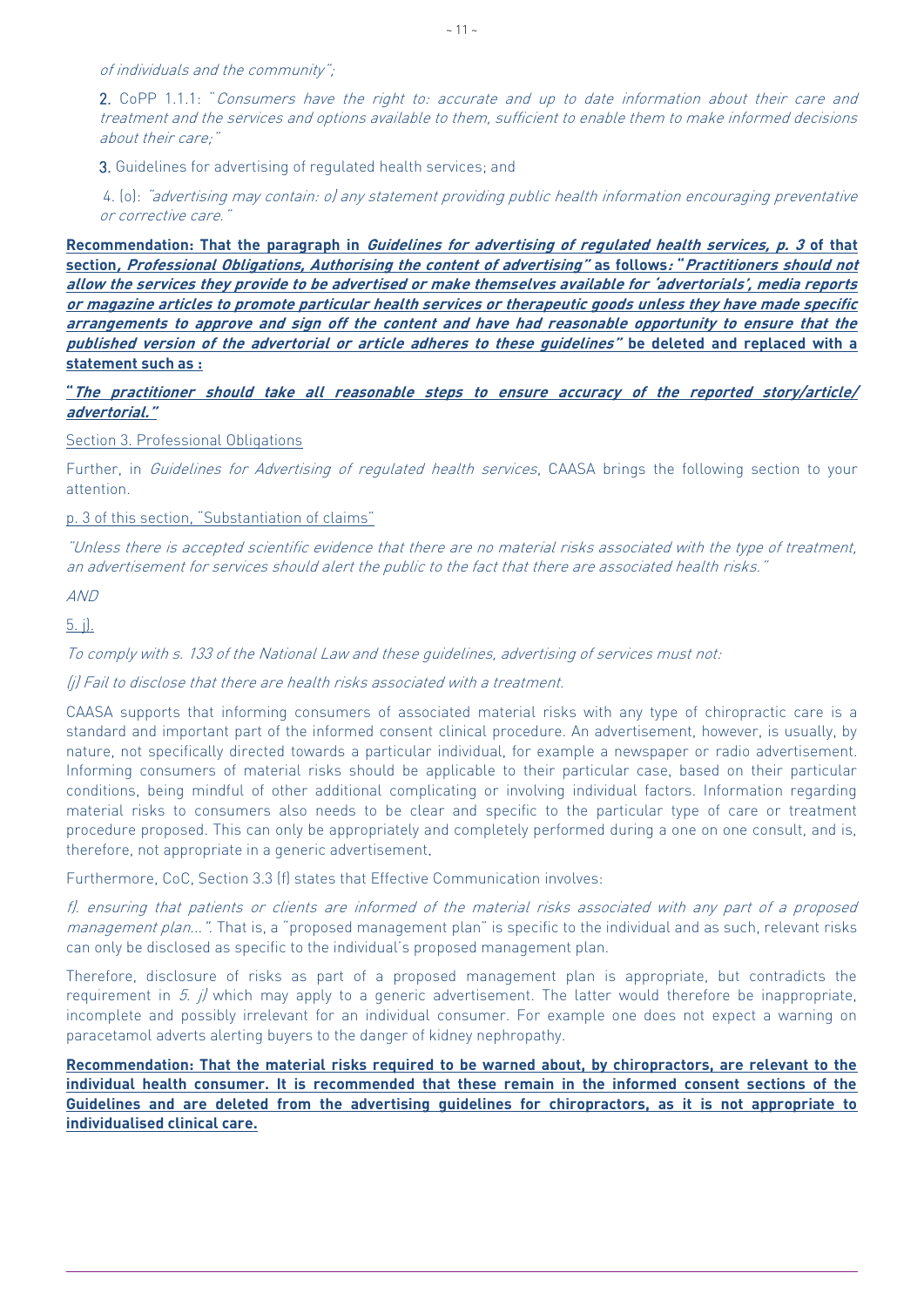*of individuals and the community";*

2. CoPP 1.1.1: "*Consumers have the right to: accurate and up to date information about their care and treatment and the services and options available to them, sufficient to enable them to make informed decisions about their care;*"

3. Guidelines for advertising of regulated health services; and

4. (o): *"advertising may contain: o) any statement providing public health information encouraging preventative or corrective care."*

**Recommendation: That the paragraph in *Guidelines for advertising of regulated health services, p. 3* of that section, *Professional Obligations, Authorising the content of advertising"* as follows: "*Practitioners should not allow the services they provide to be advertised or make themselves available for 'advertorials', media reports or magazine articles to promote particular health services or therapeutic goods unless they have made specific arrangements to approve and sign off the content and have had reasonable opportunity to ensure that the published version of the advertorial or article adheres to these guidelines"* be deleted and replaced with a statement such as :**

**"*The practitioner should take all reasonable steps to ensure accuracy of the reported story/article/ advertorial."***

Section 3. Professional Obligations

Further, in *Guidelines for Advertising of regulated health services*, CAASA brings the following section to your attention.

p. 3 of this section, "Substantiation of claims"

*"Unless there is accepted scientific evidence that there are no material risks associated with the type of treatment, an advertisement for services should alert the public to the fact that there are associated health risks."*

*AND*

5. j).

*To comply with s. 133 of the National Law and these guidelines, advertising of services must not:*

*(j) Fail to disclose that there are health risks associated with a treatment.*

CAASA supports that informing consumers of associated material risks with any type of chiropractic care is a standard and important part of the informed consent clinical procedure. An advertisement, however, is usually, by nature, not specifically directed towards a particular individual, for example a newspaper or radio advertisement. Informing consumers of material risks should be applicable to their particular case, based on their particular conditions, being mindful of other additional complicating or involving individual factors. Information regarding material risks to consumers also needs to be clear and specific to the particular type of care or treatment procedure proposed. This can only be appropriately and completely performed during a one on one consult, and is, therefore, not appropriate in a generic advertisement.

Furthermore, CoC, Section 3.3 (f) states that Effective Communication involves:

*f). ensuring that patients or clients are informed of the material risks associated with any part of a proposed management plan...".* That is, a "proposed management plan" is specific to the individual and as such, relevant risks can only be disclosed as specific to the individual's proposed management plan.

Therefore, disclosure of risks as part of a proposed management plan is appropriate, but contradicts the requirement in *5. j)* which may apply to a generic advertisement. The latter would therefore be inappropriate, incomplete and possibly irrelevant for an individual consumer. For example one does not expect a warning on paracetamol adverts alerting buyers to the danger of kidney nephropathy.

**Recommendation: That the material risks required to be warned about, by chiropractors, are relevant to the individual health consumer. It is recommended that these remain in the informed consent sections of the Guidelines and are deleted from the advertising guidelines for chiropractors, as it is not appropriate to individualised clinical care.**